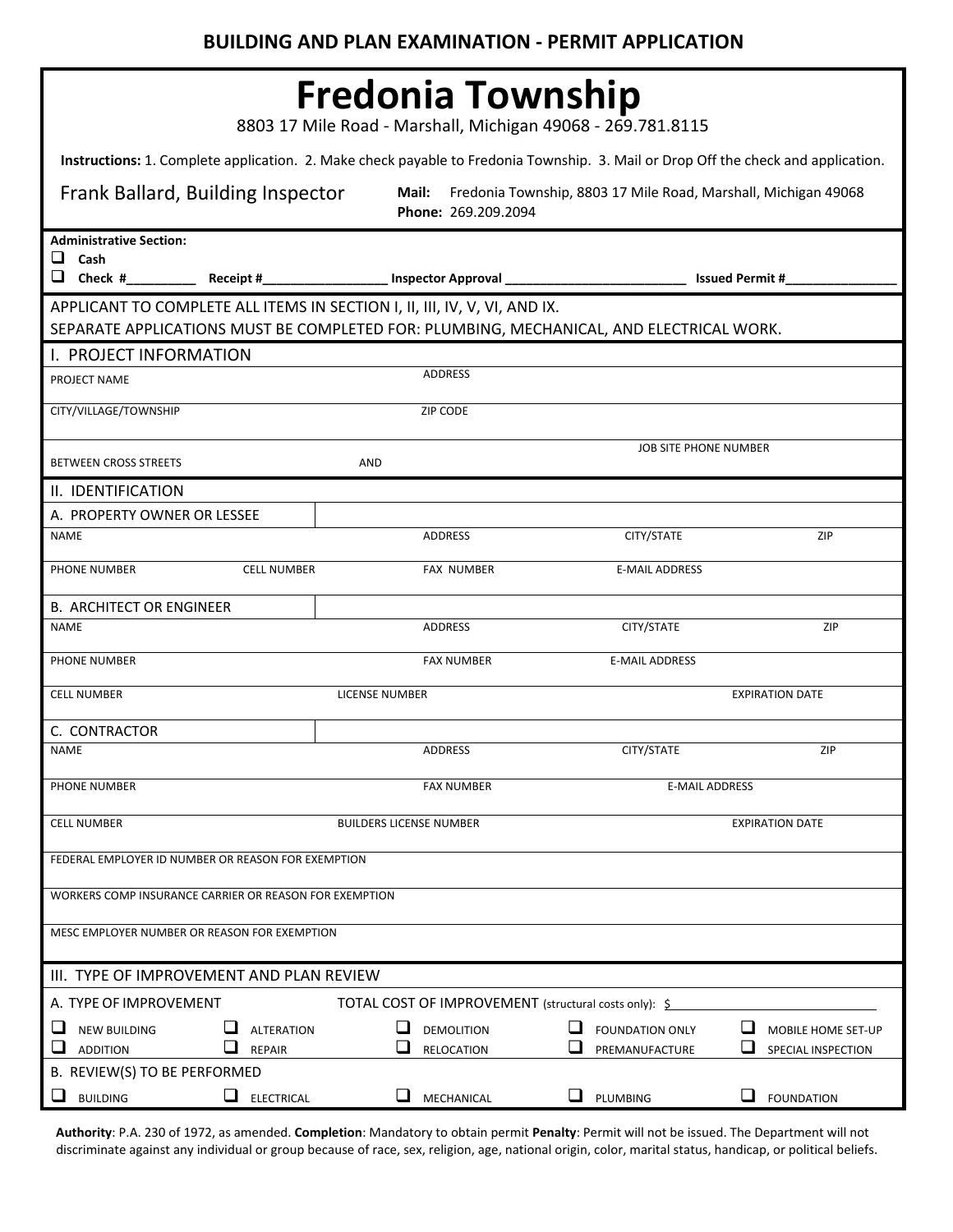**BUILDING AND PLAN EXAMINATION - PERMIT APPLICATION**

# Fredonia Township

8803 17 Mile Road - Marshall, Michigan 49068 - 269.781.8115

**Instructions:** 1. Complete application. 2. Make check payable to Fredonia Township. 3. Mail or Drop Off the check and application.

Frank Ballard, Building Inspector

**Mail:** Fredonia Township, 8803 17 Mile Road, Marshall, Michigan 49068
**Phone:** 269.209.2094

**Administrative Section:**

- ☐ **Cash**
- ☐ **Check #__________ Receipt #_________________ Inspector Approval __________________________ Issued Permit #________________**

APPLICANT TO COMPLETE ALL ITEMS IN SECTION I, II, III, IV, V, VI, AND IX.
SEPARATE APPLICATIONS MUST BE COMPLETED FOR: PLUMBING, MECHANICAL, AND ELECTRICAL WORK.

## I. PROJECT INFORMATION

| PROJECT NAME | ADDRESS | |
|---|---|---|
| CITY/VILLAGE/TOWNSHIP | ZIP CODE | |
| BETWEEN CROSS STREETS | AND | JOB SITE PHONE NUMBER |

## II. IDENTIFICATION

### A. PROPERTY OWNER OR LESSEE

| NAME | | ADDRESS | CITY/STATE | ZIP |
|---|---|---|---|---|
| PHONE NUMBER | CELL NUMBER | FAX NUMBER | E-MAIL ADDRESS | |

### B. ARCHITECT OR ENGINEER

| NAME | ADDRESS | CITY/STATE | ZIP |
|---|---|---|---|
| PHONE NUMBER | FAX NUMBER | E-MAIL ADDRESS | |
| CELL NUMBER | LICENSE NUMBER | | EXPIRATION DATE |

### C. CONTRACTOR

| NAME | ADDRESS | CITY/STATE | ZIP |
|---|---|---|---|
| PHONE NUMBER | FAX NUMBER | E-MAIL ADDRESS | |
| CELL NUMBER | BUILDERS LICENSE NUMBER | | EXPIRATION DATE |

FEDERAL EMPLOYER ID NUMBER OR REASON FOR EXEMPTION

WORKERS COMP INSURANCE CARRIER OR REASON FOR EXEMPTION

MESC EMPLOYER NUMBER OR REASON FOR EXEMPTION

## III. TYPE OF IMPROVEMENT AND PLAN REVIEW

### A. TYPE OF IMPROVEMENT

TOTAL COST OF IMPROVEMENT (structural costs only): $ ____________________

| | | | | |
|---|---|---|---|---|
| ☐ NEW BUILDING | ☐ ALTERATION | ☐ DEMOLITION | ☐ FOUNDATION ONLY | ☐ MOBILE HOME SET-UP |
| ☐ ADDITION | ☐ REPAIR | ☐ RELOCATION | ☐ PREMANUFACTURE | ☐ SPECIAL INSPECTION |

### B. REVIEW(S) TO BE PERFORMED

| | | | | |
|---|---|---|---|---|
| ☐ BUILDING | ☐ ELECTRICAL | ☐ MECHANICAL | ☐ PLUMBING | ☐ FOUNDATION |

**Authority**: P.A. 230 of 1972, as amended. **Completion**: Mandatory to obtain permit **Penalty**: Permit will not be issued. The Department will not discriminate against any individual or group because of race, sex, religion, age, national origin, color, marital status, handicap, or political beliefs.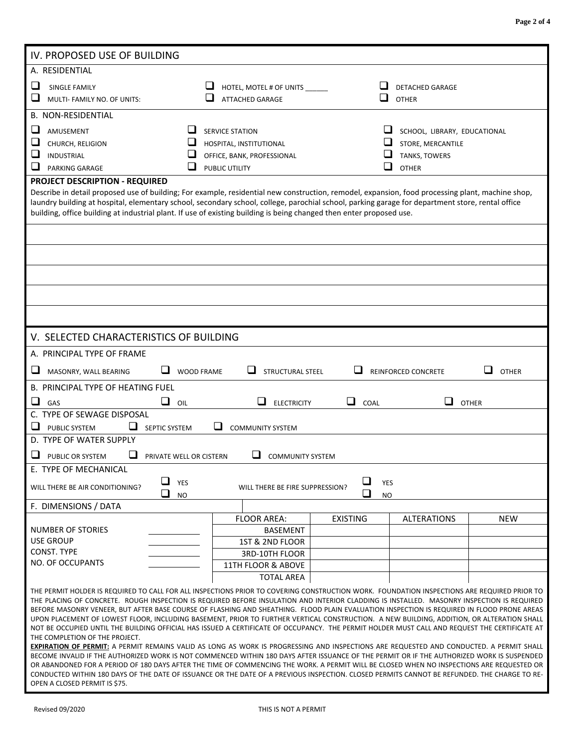## IV. PROPOSED USE OF BUILDING

### A. RESIDENTIAL

- ☐ SINGLE FAMILY
- ☐ MULTI- FAMILY NO. OF UNITS:
- ☐ HOTEL, MOTEL # OF UNITS ______
- ☐ ATTACHED GARAGE
- ☐ DETACHED GARAGE
- ☐ OTHER

### B. NON-RESIDENTIAL

- ☐ AMUSEMENT
- ☐ CHURCH, RELIGION
- ☐ INDUSTRIAL
- ☐ PARKING GARAGE
- ☐ SERVICE STATION
- ☐ HOSPITAL, INSTITUTIONAL
- ☐ OFFICE, BANK, PROFESSIONAL
- ☐ PUBLIC UTILITY
- ☐ SCHOOL, LIBRARY, EDUCATIONAL
- ☐ STORE, MERCANTILE
- ☐ TANKS, TOWERS
- ☐ OTHER

**PROJECT DESCRIPTION - REQUIRED**

Describe in detail proposed use of building; For example, residential new construction, remodel, expansion, food processing plant, machine shop, laundry building at hospital, elementary school, secondary school, college, parochial school, parking garage for department store, rental office building, office building at industrial plant. If use of existing building is being changed then enter proposed use.

______________________________________________________________________

______________________________________________________________________

______________________________________________________________________

______________________________________________________________________

______________________________________________________________________

## V. SELECTED CHARACTERISTICS OF BUILDING

### A. PRINCIPAL TYPE OF FRAME

☐ MASONRY, WALL BEARING ☐ WOOD FRAME ☐ STRUCTURAL STEEL ☐ REINFORCED CONCRETE ☐ OTHER

### B. PRINCIPAL TYPE OF HEATING FUEL

☐ GAS ☐ OIL ☐ ELECTRICITY ☐ COAL ☐ OTHER

### C. TYPE OF SEWAGE DISPOSAL

☐ PUBLIC SYSTEM ☐ SEPTIC SYSTEM ☐ COMMUNITY SYSTEM

### D. TYPE OF WATER SUPPLY

☐ PUBLIC OR SYSTEM ☐ PRIVATE WELL OR CISTERN ☐ COMMUNITY SYSTEM

### E. TYPE OF MECHANICAL

WILL THERE BE AIR CONDITIONING? ☐ YES ☐ NO

WILL THERE BE FIRE SUPPRESSION? ☐ YES ☐ NO

### F. DIMENSIONS / DATA

NUMBER OF STORIES ____________

USE GROUP ____________

CONST. TYPE ____________

NO. OF OCCUPANTS ____________

| FLOOR AREA: | EXISTING | ALTERATIONS | NEW |
|---|---|---|---|
| BASEMENT | | | |
| 1ST & 2ND FLOOR | | | |
| 3RD-10TH FLOOR | | | |
| 11TH FLOOR & ABOVE | | | |
| TOTAL AREA | | | |

THE PERMIT HOLDER IS REQUIRED TO CALL FOR ALL INSPECTIONS PRIOR TO COVERING CONSTRUCTION WORK. FOUNDATION INSPECTIONS ARE REQUIRED PRIOR TO THE PLACING OF CONCRETE. ROUGH INSPECTION IS REQUIRED BEFORE INSULATION AND INTERIOR CLADDING IS INSTALLED. MASONRY INSPECTION IS REQUIRED BEFORE MASONRY VENEER, BUT AFTER BASE COURSE OF FLASHING AND SHEATHING. FLOOD PLAIN EVALUATION INSPECTION IS REQUIRED IN FLOOD PRONE AREAS UPON PLACEMENT OF LOWEST FLOOR, INCLUDING BASEMENT, PRIOR TO FURTHER VERTICAL CONSTRUCTION. A NEW BUILDING, ADDITION, OR ALTERATION SHALL NOT BE OCCUPIED UNTIL THE BUILDING OFFICIAL HAS ISSUED A CERTIFICATE OF OCCUPANCY. THE PERMIT HOLDER MUST CALL AND REQUEST THE CERTIFICATE AT THE COMPLETION OF THE PROJECT.

**EXPIRATION OF PERMIT:** A PERMIT REMAINS VALID AS LONG AS WORK IS PROGRESSING AND INSPECTIONS ARE REQUESTED AND CONDUCTED. A PERMIT SHALL BECOME INVALID IF THE AUTHORIZED WORK IS NOT COMMENCED WITHIN 180 DAYS AFTER ISSUANCE OF THE PERMIT OR IF THE AUTHORIZED WORK IS SUSPENDED OR ABANDONED FOR A PERIOD OF 180 DAYS AFTER THE TIME OF COMMENCING THE WORK. A PERMIT WILL BE CLOSED WHEN NO INSPECTIONS ARE REQUESTED OR CONDUCTED WITHIN 180 DAYS OF THE DATE OF ISSUANCE OR THE DATE OF A PREVIOUS INSPECTION. CLOSED PERMITS CANNOT BE REFUNDED. THE CHARGE TO RE-OPEN A CLOSED PERMIT IS $75.

Revised 09/2020 THIS IS NOT A PERMIT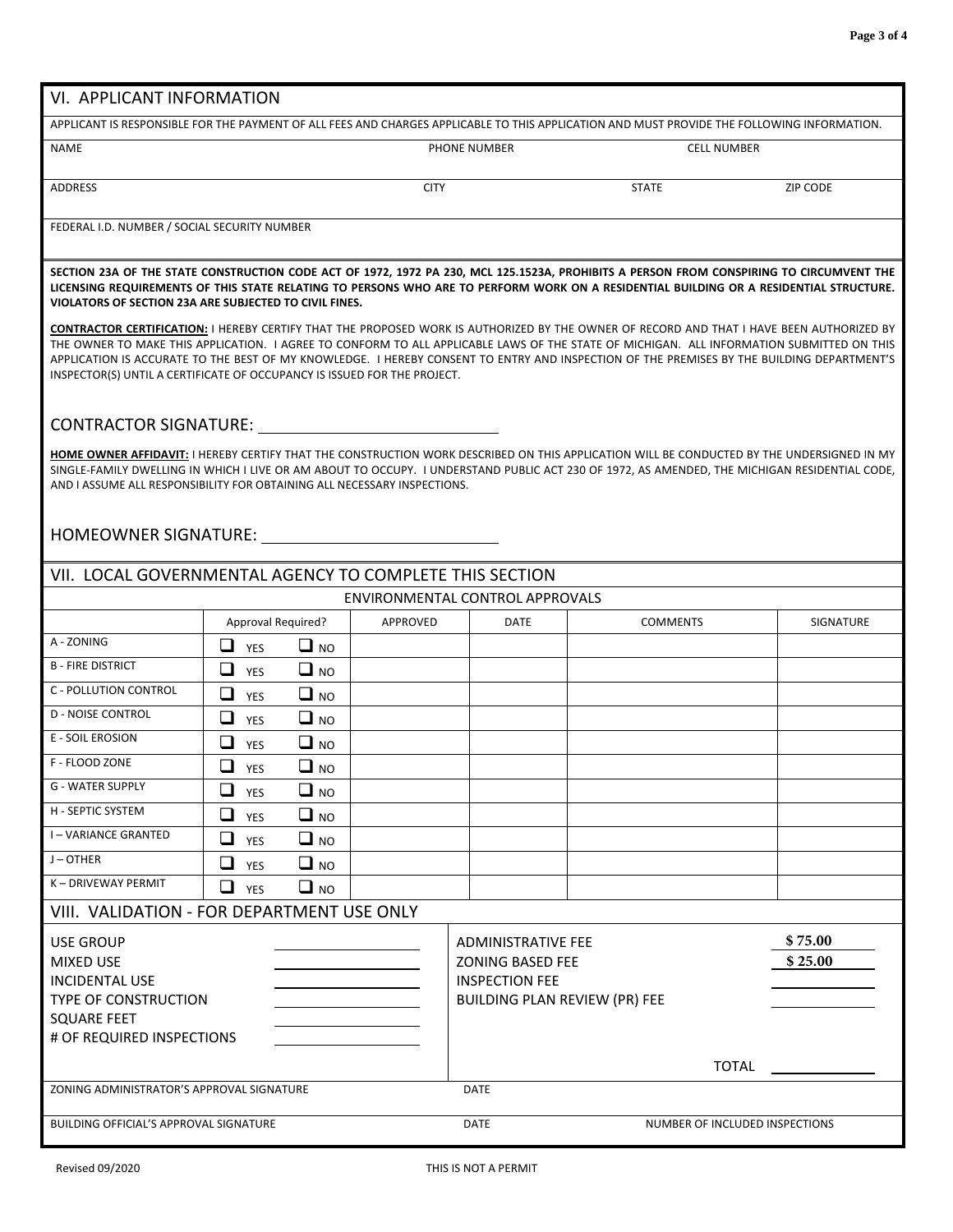## VI. APPLICANT INFORMATION

APPLICANT IS RESPONSIBLE FOR THE PAYMENT OF ALL FEES AND CHARGES APPLICABLE TO THIS APPLICATION AND MUST PROVIDE THE FOLLOWING INFORMATION.

| NAME | | PHONE NUMBER | CELL NUMBER |
|---|---|---|---|
| | | | |
| ADDRESS | CITY | STATE | ZIP CODE |
| | | | |
| FEDERAL I.D. NUMBER / SOCIAL SECURITY NUMBER | | | |
| | | | |

**SECTION 23A OF THE STATE CONSTRUCTION CODE ACT OF 1972, 1972 PA 230, MCL 125.1523A, PROHIBITS A PERSON FROM CONSPIRING TO CIRCUMVENT THE LICENSING REQUIREMENTS OF THIS STATE RELATING TO PERSONS WHO ARE TO PERFORM WORK ON A RESIDENTIAL BUILDING OR A RESIDENTIAL STRUCTURE. VIOLATORS OF SECTION 23A ARE SUBJECTED TO CIVIL FINES.**

**CONTRACTOR CERTIFICATION:** I HEREBY CERTIFY THAT THE PROPOSED WORK IS AUTHORIZED BY THE OWNER OF RECORD AND THAT I HAVE BEEN AUTHORIZED BY THE OWNER TO MAKE THIS APPLICATION. I AGREE TO CONFORM TO ALL APPLICABLE LAWS OF THE STATE OF MICHIGAN. ALL INFORMATION SUBMITTED ON THIS APPLICATION IS ACCURATE TO THE BEST OF MY KNOWLEDGE. I HEREBY CONSENT TO ENTRY AND INSPECTION OF THE PREMISES BY THE BUILDING DEPARTMENT'S INSPECTOR(S) UNTIL A CERTIFICATE OF OCCUPANCY IS ISSUED FOR THE PROJECT.

CONTRACTOR SIGNATURE: ______________________________

**HOME OWNER AFFIDAVIT:** I HEREBY CERTIFY THAT THE CONSTRUCTION WORK DESCRIBED ON THIS APPLICATION WILL BE CONDUCTED BY THE UNDERSIGNED IN MY SINGLE-FAMILY DWELLING IN WHICH I LIVE OR AM ABOUT TO OCCUPY. I UNDERSTAND PUBLIC ACT 230 OF 1972, AS AMENDED, THE MICHIGAN RESIDENTIAL CODE, AND I ASSUME ALL RESPONSIBILITY FOR OBTAINING ALL NECESSARY INSPECTIONS.

HOMEOWNER SIGNATURE: ______________________________

## VII. LOCAL GOVERNMENTAL AGENCY TO COMPLETE THIS SECTION

ENVIRONMENTAL CONTROL APPROVALS

| | Approval Required? | APPROVED | DATE | COMMENTS | SIGNATURE |
|---|---|---|---|---|---|
| A - ZONING | ☐ YES ☐ NO | | | | |
| B - FIRE DISTRICT | ☐ YES ☐ NO | | | | |
| C - POLLUTION CONTROL | ☐ YES ☐ NO | | | | |
| D - NOISE CONTROL | ☐ YES ☐ NO | | | | |
| E - SOIL EROSION | ☐ YES ☐ NO | | | | |
| F - FLOOD ZONE | ☐ YES ☐ NO | | | | |
| G - WATER SUPPLY | ☐ YES ☐ NO | | | | |
| H - SEPTIC SYSTEM | ☐ YES ☐ NO | | | | |
| I – VARIANCE GRANTED | ☐ YES ☐ NO | | | | |
| J – OTHER | ☐ YES ☐ NO | | | | |
| K – DRIVEWAY PERMIT | ☐ YES ☐ NO | | | | |

## VIII. VALIDATION - FOR DEPARTMENT USE ONLY

| | | | |
|---|---|---|---|
| USE GROUP | ________ | ADMINISTRATIVE FEE | $ 75.00 |
| MIXED USE | ________ | ZONING BASED FEE | $ 25.00 |
| INCIDENTAL USE | ________ | INSPECTION FEE | ________ |
| TYPE OF CONSTRUCTION | ________ | BUILDING PLAN REVIEW (PR) FEE | ________ |
| SQUARE FEET | ________ | | |
| # OF REQUIRED INSPECTIONS | ________ | | |
| | | TOTAL | ________ |

| ZONING ADMINISTRATOR'S APPROVAL SIGNATURE | DATE | |
|---|---|---|
| BUILDING OFFICIAL'S APPROVAL SIGNATURE | DATE | NUMBER OF INCLUDED INSPECTIONS |

Revised 09/2020

THIS IS NOT A PERMIT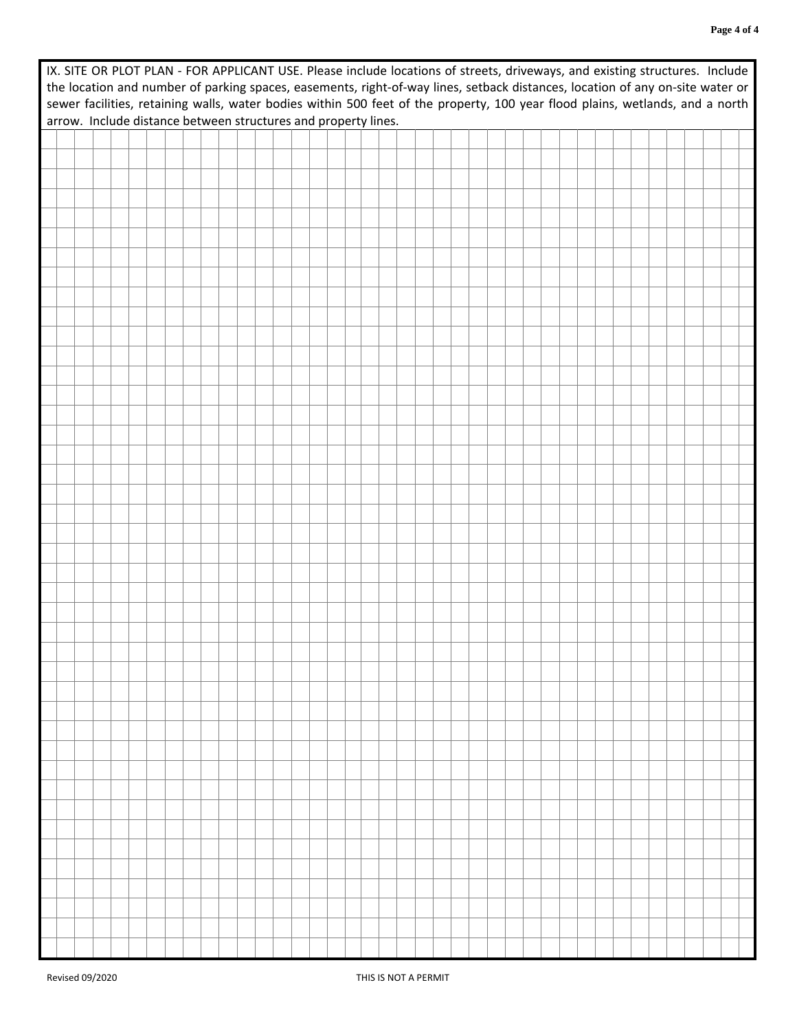IX. SITE OR PLOT PLAN - FOR APPLICANT USE. Please include locations of streets, driveways, and existing structures. Include the location and number of parking spaces, easements, right-of-way lines, setback distances, location of any on-site water or sewer facilities, retaining walls, water bodies within 500 feet of the property, 100 year flood plains, wetlands, and a north arrow. Include distance between structures and property lines.

Revised 09/2020

THIS IS NOT A PERMIT